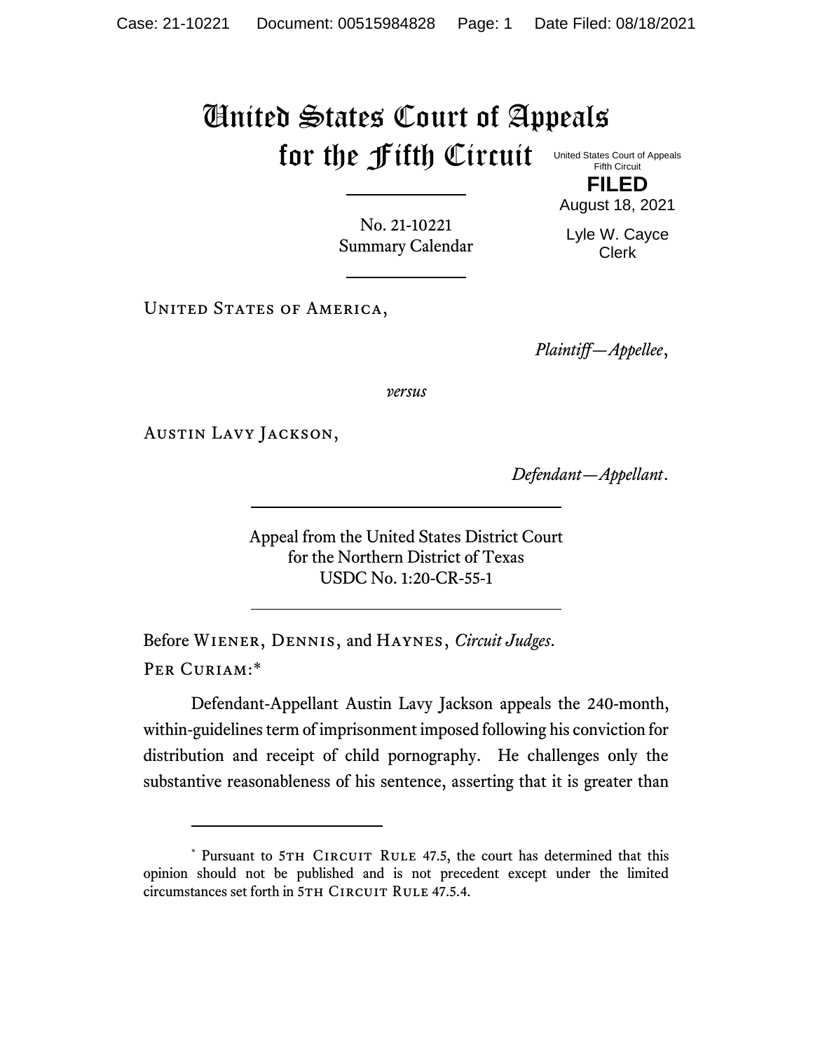# United States Court of Appeals for the Fifth Circuit

United States Court of Appeals
Fifth Circuit

**FILED**

August 18, 2021

Lyle W. Cayce
Clerk

No. 21-10221
Summary Calendar

United States of America,

*Plaintiff—Appellee*,

*versus*

Austin Lavy Jackson,

*Defendant—Appellant*.

Appeal from the United States District Court
for the Northern District of Texas
USDC No. 1:20-CR-55-1

Before Wiener, Dennis, and Haynes, *Circuit Judges*.

Per Curiam:*

Defendant-Appellant Austin Lavy Jackson appeals the 240-month, within-guidelines term of imprisonment imposed following his conviction for distribution and receipt of child pornography. He challenges only the substantive reasonableness of his sentence, asserting that it is greater than

---

\* Pursuant to 5th Circuit Rule 47.5, the court has determined that this opinion should not be published and is not precedent except under the limited circumstances set forth in 5th Circuit Rule 47.5.4.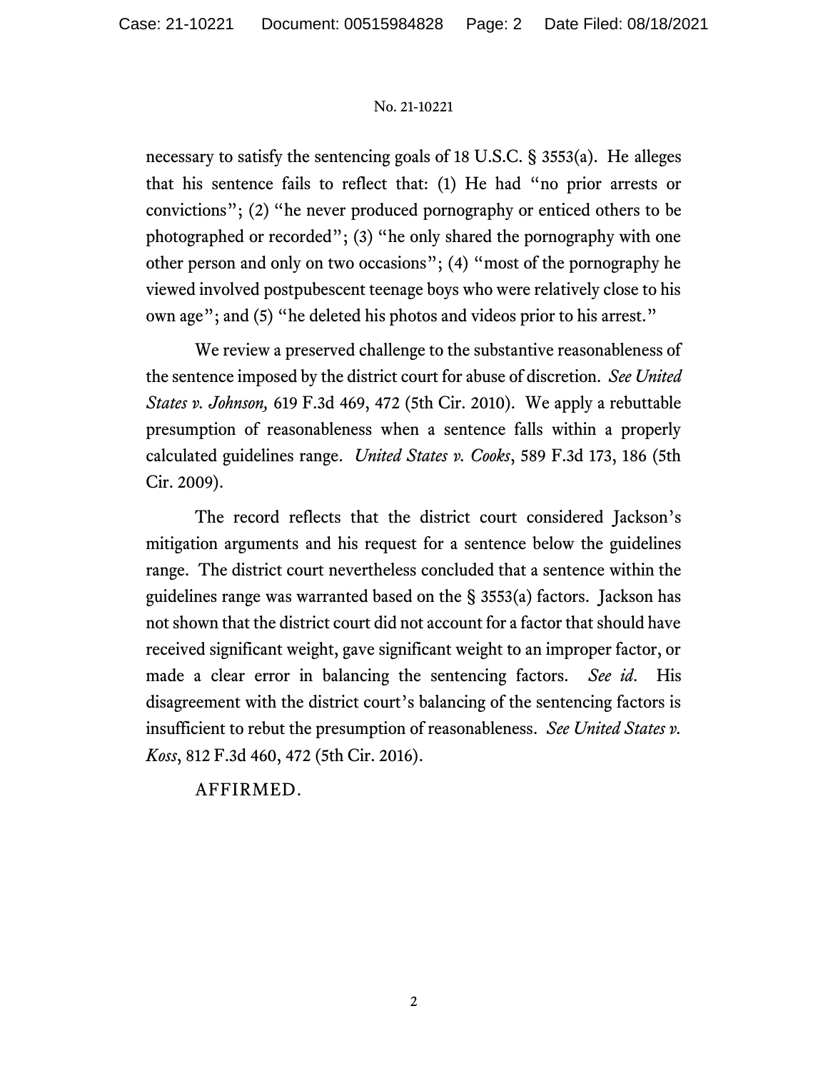necessary to satisfy the sentencing goals of 18 U.S.C. § 3553(a). He alleges that his sentence fails to reflect that: (1) He had "no prior arrests or convictions"; (2) "he never produced pornography or enticed others to be photographed or recorded"; (3) "he only shared the pornography with one other person and only on two occasions"; (4) "most of the pornography he viewed involved postpubescent teenage boys who were relatively close to his own age"; and (5) "he deleted his photos and videos prior to his arrest."

We review a preserved challenge to the substantive reasonableness of the sentence imposed by the district court for abuse of discretion. *See United States v. Johnson,* 619 F.3d 469, 472 (5th Cir. 2010). We apply a rebuttable presumption of reasonableness when a sentence falls within a properly calculated guidelines range. *United States v. Cooks*, 589 F.3d 173, 186 (5th Cir. 2009).

The record reflects that the district court considered Jackson's mitigation arguments and his request for a sentence below the guidelines range. The district court nevertheless concluded that a sentence within the guidelines range was warranted based on the § 3553(a) factors. Jackson has not shown that the district court did not account for a factor that should have received significant weight, gave significant weight to an improper factor, or made a clear error in balancing the sentencing factors. *See id*. His disagreement with the district court's balancing of the sentencing factors is insufficient to rebut the presumption of reasonableness. *See United States v. Koss*, 812 F.3d 460, 472 (5th Cir. 2016).

AFFIRMED.